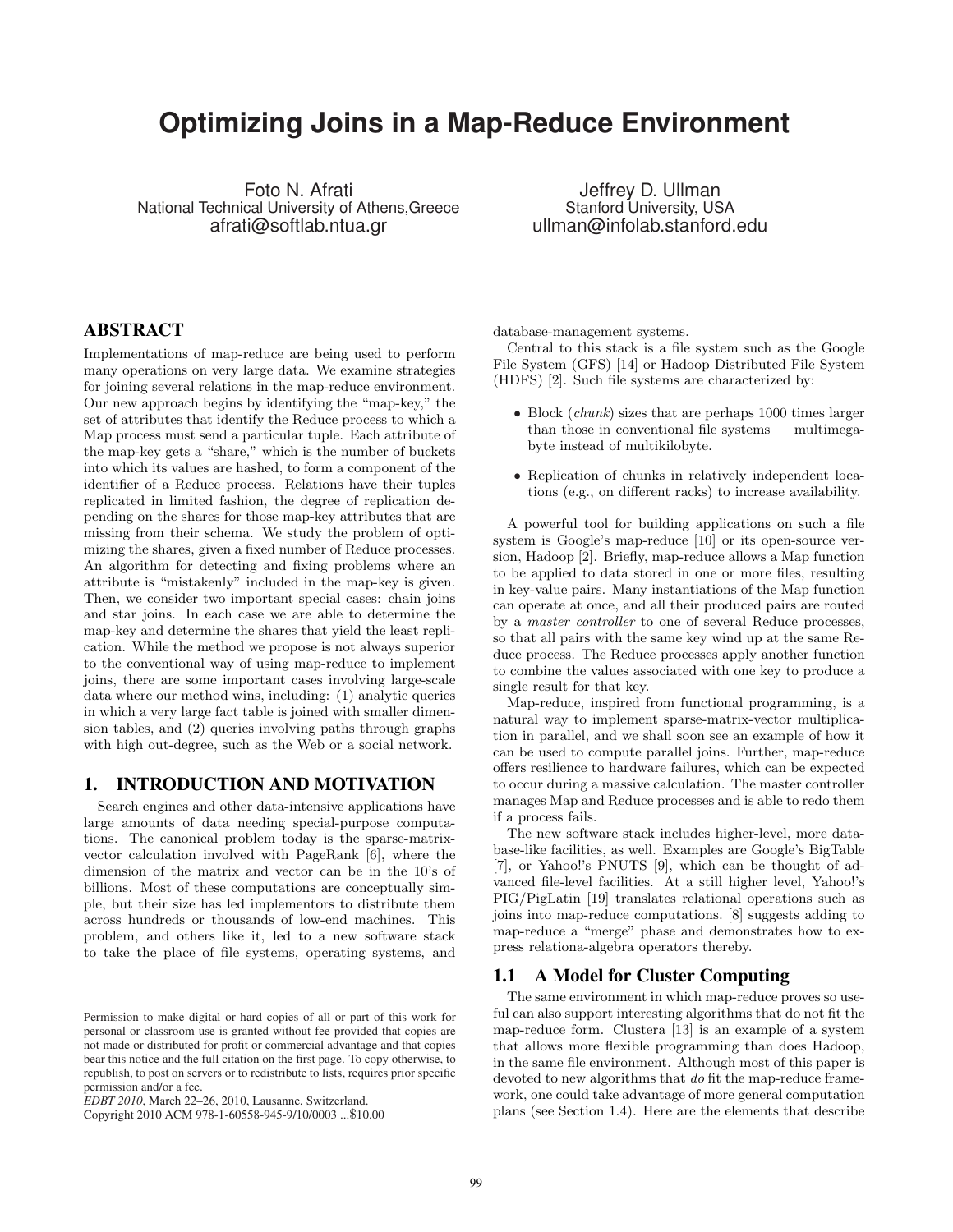# Optimizing Joins in a Map-Reduce Environment

Foto N. Afrati
National Technical University of Athens,Greece
afrati@softlab.ntua.gr

Jeffrey D. Ullman
Stanford University, USA
ullman@infolab.stanford.edu

## ABSTRACT

Implementations of map-reduce are being used to perform many operations on very large data. We examine strategies for joining several relations in the map-reduce environment. Our new approach begins by identifying the "map-key," the set of attributes that identify the Reduce process to which a Map process must send a particular tuple. Each attribute of the map-key gets a "share," which is the number of buckets into which its values are hashed, to form a component of the identifier of a Reduce process. Relations have their tuples replicated in limited fashion, the degree of replication depending on the shares for those map-key attributes that are missing from their schema. We study the problem of optimizing the shares, given a fixed number of Reduce processes. An algorithm for detecting and fixing problems where an attribute is "mistakenly" included in the map-key is given. Then, we consider two important special cases: chain joins and star joins. In each case we are able to determine the map-key and determine the shares that yield the least replication. While the method we propose is not always superior to the conventional way of using map-reduce to implement joins, there are some important cases involving large-scale data where our method wins, including: (1) analytic queries in which a very large fact table is joined with smaller dimension tables, and (2) queries involving paths through graphs with high out-degree, such as the Web or a social network.

## 1. INTRODUCTION AND MOTIVATION

Search engines and other data-intensive applications have large amounts of data needing special-purpose computations. The canonical problem today is the sparse-matrix-vector calculation involved with PageRank [6], where the dimension of the matrix and vector can be in the 10's of billions. Most of these computations are conceptually simple, but their size has led implementors to distribute them across hundreds or thousands of low-end machines. This problem, and others like it, led to a new software stack to take the place of file systems, operating systems, and database-management systems.

Central to this stack is a file system such as the Google File System (GFS) [14] or Hadoop Distributed File System (HDFS) [2]. Such file systems are characterized by:

- Block (*chunk*) sizes that are perhaps 1000 times larger than those in conventional file systems — multimegabyte instead of multikilobyte.
- Replication of chunks in relatively independent locations (e.g., on different racks) to increase availability.

A powerful tool for building applications on such a file system is Google's map-reduce [10] or its open-source version, Hadoop [2]. Briefly, map-reduce allows a Map function to be applied to data stored in one or more files, resulting in key-value pairs. Many instantiations of the Map function can operate at once, and all their produced pairs are routed by a *master controller* to one of several Reduce processes, so that all pairs with the same key wind up at the same Reduce process. The Reduce processes apply another function to combine the values associated with one key to produce a single result for that key.

Map-reduce, inspired from functional programming, is a natural way to implement sparse-matrix-vector multiplication in parallel, and we shall soon see an example of how it can be used to compute parallel joins. Further, map-reduce offers resilience to hardware failures, which can be expected to occur during a massive calculation. The master controller manages Map and Reduce processes and is able to redo them if a process fails.

The new software stack includes higher-level, more database-like facilities, as well. Examples are Google's BigTable [7], or Yahoo!'s PNUTS [9], which can be thought of advanced file-level facilities. At a still higher level, Yahoo!'s PIG/PigLatin [19] translates relational operations such as joins into map-reduce computations. [8] suggests adding to map-reduce a "merge" phase and demonstrates how to express relationa-algebra operators thereby.

### 1.1 A Model for Cluster Computing

The same environment in which map-reduce proves so useful can also support interesting algorithms that do not fit the map-reduce form. Clustera [13] is an example of a system that allows more flexible programming than does Hadoop, in the same file environment. Although most of this paper is devoted to new algorithms that *do* fit the map-reduce framework, one could take advantage of more general computation plans (see Section 1.4). Here are the elements that describe

Permission to make digital or hard copies of all or part of this work for personal or classroom use is granted without fee provided that copies are not made or distributed for profit or commercial advantage and that copies bear this notice and the full citation on the first page. To copy otherwise, to republish, to post on servers or to redistribute to lists, requires prior specific permission and/or a fee.
*EDBT 2010*, March 22–26, 2010, Lausanne, Switzerland.
Copyright 2010 ACM 978-1-60558-945-9/10/0003 ...$10.00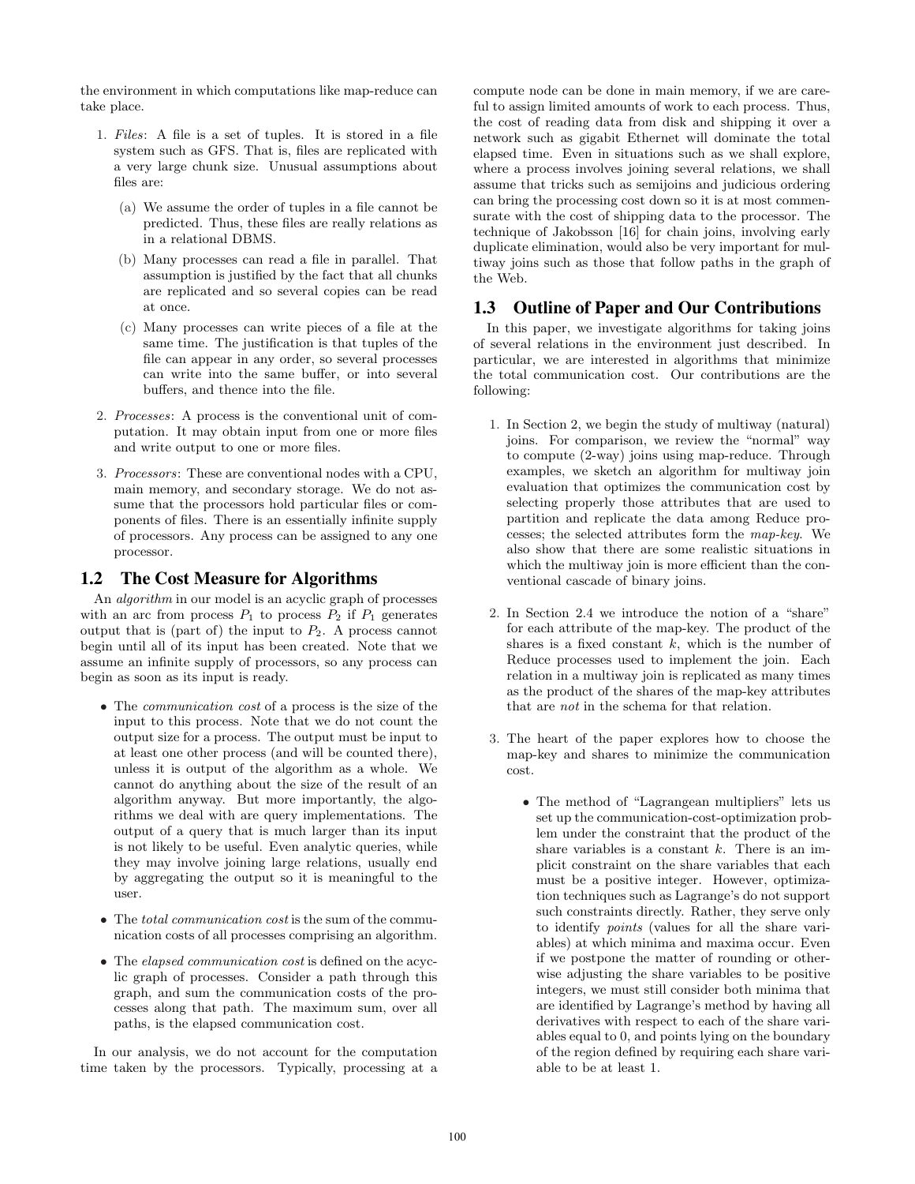the environment in which computations like map-reduce can take place.

1. *Files*: A file is a set of tuples. It is stored in a file system such as GFS. That is, files are replicated with a very large chunk size. Unusual assumptions about files are:
   (a) We assume the order of tuples in a file cannot be predicted. Thus, these files are really relations as in a relational DBMS.
   (b) Many processes can read a file in parallel. That assumption is justified by the fact that all chunks are replicated and so several copies can be read at once.
   (c) Many processes can write pieces of a file at the same time. The justification is that tuples of the file can appear in any order, so several processes can write into the same buffer, or into several buffers, and thence into the file.

2. *Processes*: A process is the conventional unit of computation. It may obtain input from one or more files and write output to one or more files.

3. *Processors*: These are conventional nodes with a CPU, main memory, and secondary storage. We do not assume that the processors hold particular files or components of files. There is an essentially infinite supply of processors. Any process can be assigned to any one processor.

## 1.2 The Cost Measure for Algorithms

An *algorithm* in our model is an acyclic graph of processes with an arc from process $P_1$ to process $P_2$ if $P_1$ generates output that is (part of) the input to $P_2$. A process cannot begin until all of its input has been created. Note that we assume an infinite supply of processors, so any process can begin as soon as its input is ready.

- The *communication cost* of a process is the size of the input to this process. Note that we do not count the output size for a process. The output must be input to at least one other process (and will be counted there), unless it is output of the algorithm as a whole. We cannot do anything about the size of the result of an algorithm anyway. But more importantly, the algorithms we deal with are query implementations. The output of a query that is much larger than its input is not likely to be useful. Even analytic queries, while they may involve joining large relations, usually end by aggregating the output so it is meaningful to the user.
- The *total communication cost* is the sum of the communication costs of all processes comprising an algorithm.
- The *elapsed communication cost* is defined on the acyclic graph of processes. Consider a path through this graph, and sum the communication costs of the processes along that path. The maximum sum, over all paths, is the elapsed communication cost.

In our analysis, we do not account for the computation time taken by the processors. Typically, processing at a compute node can be done in main memory, if we are careful to assign limited amounts of work to each process. Thus, the cost of reading data from disk and shipping it over a network such as gigabit Ethernet will dominate the total elapsed time. Even in situations such as we shall explore, where a process involves joining several relations, we shall assume that tricks such as semijoins and judicious ordering can bring the processing cost down so it is at most commensurate with the cost of shipping data to the processor. The technique of Jakobsson [16] for chain joins, involving early duplicate elimination, would also be very important for multiway joins such as those that follow paths in the graph of the Web.

## 1.3 Outline of Paper and Our Contributions

In this paper, we investigate algorithms for taking joins of several relations in the environment just described. In particular, we are interested in algorithms that minimize the total communication cost. Our contributions are the following:

1. In Section 2, we begin the study of multiway (natural) joins. For comparison, we review the "normal" way to compute (2-way) joins using map-reduce. Through examples, we sketch an algorithm for multiway join evaluation that optimizes the communication cost by selecting properly those attributes that are used to partition and replicate the data among Reduce processes; the selected attributes form the *map-key*. We also show that there are some realistic situations in which the multiway join is more efficient than the conventional cascade of binary joins.

2. In Section 2.4 we introduce the notion of a "share" for each attribute of the map-key. The product of the shares is a fixed constant $k$, which is the number of Reduce processes used to implement the join. Each relation in a multiway join is replicated as many times as the product of the shares of the map-key attributes that are *not* in the schema for that relation.

3. The heart of the paper explores how to choose the map-key and shares to minimize the communication cost.
   - The method of "Lagrangean multipliers" lets us set up the communication-cost-optimization problem under the constraint that the product of the share variables is a constant $k$. There is an implicit constraint on the share variables that each must be a positive integer. However, optimization techniques such as Lagrange's do not support such constraints directly. Rather, they serve only to identify *points* (values for all the share variables) at which minima and maxima occur. Even if we postpone the matter of rounding or otherwise adjusting the share variables to be positive integers, we must still consider both minima that are identified by Lagrange's method by having all derivatives with respect to each of the share variables equal to 0, and points lying on the boundary of the region defined by requiring each share variable to be at least 1.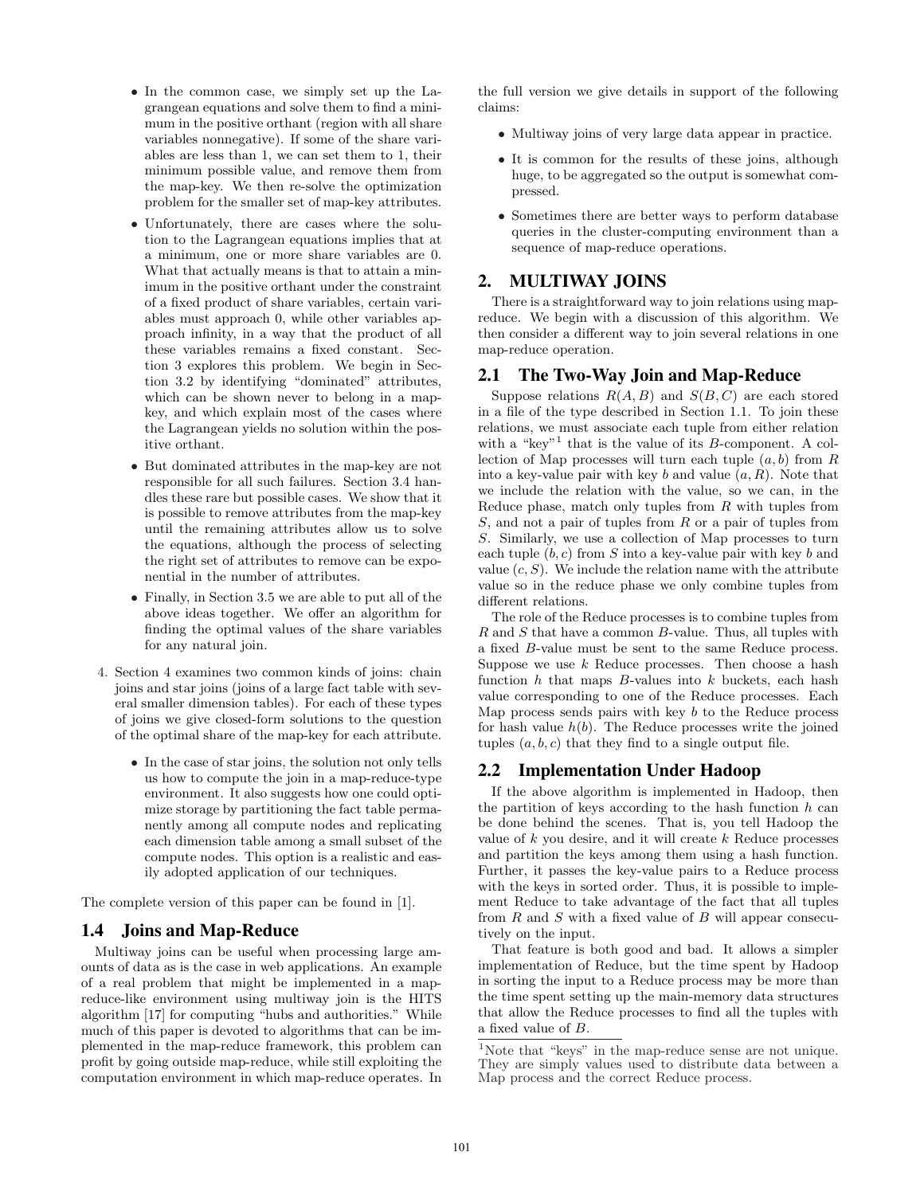- In the common case, we simply set up the Lagrangean equations and solve them to find a minimum in the positive orthant (region with all share variables nonnegative). If some of the share variables are less than 1, we can set them to 1, their minimum possible value, and remove them from the map-key. We then re-solve the optimization problem for the smaller set of map-key attributes.

- Unfortunately, there are cases where the solution to the Lagrangean equations implies that at a minimum, one or more share variables are 0. What that actually means is that to attain a minimum in the positive orthant under the constraint of a fixed product of share variables, certain variables must approach 0, while other variables approach infinity, in a way that the product of all these variables remains a fixed constant. Section 3 explores this problem. We begin in Section 3.2 by identifying "dominated" attributes, which can be shown never to belong in a map-key, and which explain most of the cases where the Lagrangean yields no solution within the positive orthant.

- But dominated attributes in the map-key are not responsible for all such failures. Section 3.4 handles these rare but possible cases. We show that it is possible to remove attributes from the map-key until the remaining attributes allow us to solve the equations, although the process of selecting the right set of attributes to remove can be exponential in the number of attributes.

- Finally, in Section 3.5 we are able to put all of the above ideas together. We offer an algorithm for finding the optimal values of the share variables for any natural join.

4. Section 4 examines two common kinds of joins: chain joins and star joins (joins of a large fact table with several smaller dimension tables). For each of these types of joins we give closed-form solutions to the question of the optimal share of the map-key for each attribute.

   - In the case of star joins, the solution not only tells us how to compute the join in a map-reduce-type environment. It also suggests how one could optimize storage by partitioning the fact table permanently among all compute nodes and replicating each dimension table among a small subset of the compute nodes. This option is a realistic and easily adopted application of our techniques.

The complete version of this paper can be found in [1].

### 1.4 Joins and Map-Reduce

Multiway joins can be useful when processing large amounts of data as is the case in web applications. An example of a real problem that might be implemented in a map-reduce-like environment using multiway join is the HITS algorithm [17] for computing "hubs and authorities." While much of this paper is devoted to algorithms that can be implemented in the map-reduce framework, this problem can profit by going outside map-reduce, while still exploiting the computation environment in which map-reduce operates. In the full version we give details in support of the following claims:

- Multiway joins of very large data appear in practice.
- It is common for the results of these joins, although huge, to be aggregated so the output is somewhat compressed.
- Sometimes there are better ways to perform database queries in the cluster-computing environment than a sequence of map-reduce operations.

## 2. MULTIWAY JOINS

There is a straightforward way to join relations using map-reduce. We begin with a discussion of this algorithm. We then consider a different way to join several relations in one map-reduce operation.

### 2.1 The Two-Way Join and Map-Reduce

Suppose relations $R(A, B)$ and $S(B, C)$ are each stored in a file of the type described in Section 1.1. To join these relations, we must associate each tuple from either relation with a "key"[1] that is the value of its $B$-component. A collection of Map processes will turn each tuple $(a, b)$ from $R$ into a key-value pair with key $b$ and value $(a, R)$. Note that we include the relation with the value, so we can, in the Reduce phase, match only tuples from $R$ with tuples from $S$, and not a pair of tuples from $R$ or a pair of tuples from $S$. Similarly, we use a collection of Map processes to turn each tuple $(b, c)$ from $S$ into a key-value pair with key $b$ and value $(c, S)$. We include the relation name with the attribute value so in the reduce phase we only combine tuples from different relations.

The role of the Reduce processes is to combine tuples from $R$ and $S$ that have a common $B$-value. Thus, all tuples with a fixed $B$-value must be sent to the same Reduce process. Suppose we use $k$ Reduce processes. Then choose a hash function $h$ that maps $B$-values into $k$ buckets, each hash value corresponding to one of the Reduce processes. Each Map process sends pairs with key $b$ to the Reduce process for hash value $h(b)$. The Reduce processes write the joined tuples $(a, b, c)$ that they find to a single output file.

### 2.2 Implementation Under Hadoop

If the above algorithm is implemented in Hadoop, then the partition of keys according to the hash function $h$ can be done behind the scenes. That is, you tell Hadoop the value of $k$ you desire, and it will create $k$ Reduce processes and partition the keys among them using a hash function. Further, it passes the key-value pairs to a Reduce process with the keys in sorted order. Thus, it is possible to implement Reduce to take advantage of the fact that all tuples from $R$ and $S$ with a fixed value of $B$ will appear consecutively on the input.

That feature is both good and bad. It allows a simpler implementation of Reduce, but the time spent by Hadoop in sorting the input to a Reduce process may be more than the time spent setting up the main-memory data structures that allow the Reduce processes to find all the tuples with a fixed value of $B$.

[1] Note that "keys" in the map-reduce sense are not unique. They are simply values used to distribute data between a Map process and the correct Reduce process.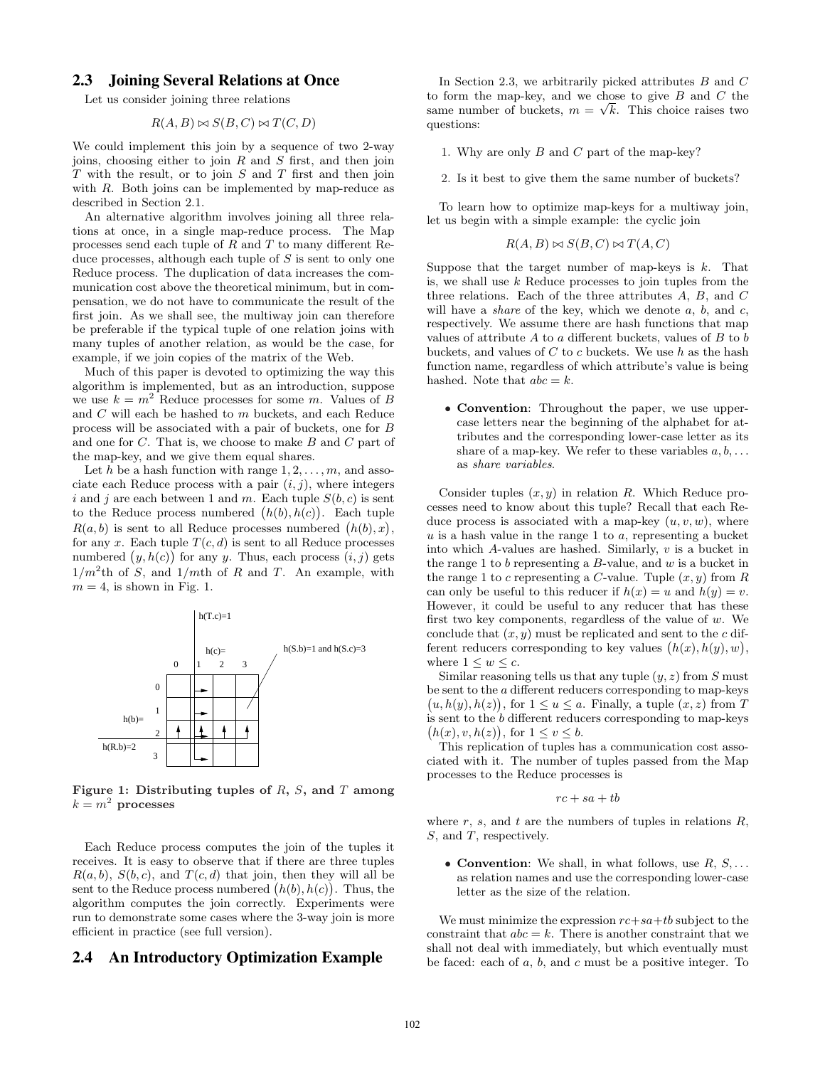## 2.3 Joining Several Relations at Once

Let us consider joining three relations

$$R(A,B) \bowtie S(B,C) \bowtie T(C,D)$$

We could implement this join by a sequence of two 2-way joins, choosing either to join $R$ and $S$ first, and then join $T$ with the result, or to join $S$ and $T$ first and then join with $R$. Both joins can be implemented by map-reduce as described in Section 2.1.

An alternative algorithm involves joining all three relations at once, in a single map-reduce process. The Map processes send each tuple of $R$ and $T$ to many different Reduce processes, although each tuple of $S$ is sent to only one Reduce process. The duplication of data increases the communication cost above the theoretical minimum, but in compensation, we do not have to communicate the result of the first join. As we shall see, the multiway join can therefore be preferable if the typical tuple of one relation joins with many tuples of another relation, as would be the case, for example, if we join copies of the matrix of the Web.

Much of this paper is devoted to optimizing the way this algorithm is implemented, but as an introduction, suppose we use $k = m^2$ Reduce processes for some $m$. Values of $B$ and $C$ will each be hashed to $m$ buckets, and each Reduce process will be associated with a pair of buckets, one for $B$ and one for $C$. That is, we choose to make $B$ and $C$ part of the map-key, and we give them equal shares.

Let $h$ be a hash function with range $1, 2, \ldots, m$, and associate each Reduce process with a pair $(i, j)$, where integers $i$ and $j$ are each between 1 and $m$. Each tuple $S(b, c)$ is sent to the Reduce process numbered $\big(h(b), h(c)\big)$. Each tuple $R(a, b)$ is sent to all Reduce processes numbered $\big(h(b), x\big)$, for any $x$. Each tuple $T(c, d)$ is sent to all Reduce processes numbered $\big(y, h(c)\big)$ for any $y$. Thus, each process $(i, j)$ gets $1/m^2$th of $S$, and $1/m$th of $R$ and $T$. An example, with $m = 4$, is shown in Fig. 1.

**Figure 1: Distributing tuples of $R$, $S$, and $T$ among $k = m^2$ processes**

Each Reduce process computes the join of the tuples it receives. It is easy to observe that if there are three tuples $R(a, b)$, $S(b, c)$, and $T(c, d)$ that join, then they will all be sent to the Reduce process numbered $\big(h(b), h(c)\big)$. Thus, the algorithm computes the join correctly. Experiments were run to demonstrate some cases where the 3-way join is more efficient in practice (see full version).

## 2.4 An Introductory Optimization Example

In Section 2.3, we arbitrarily picked attributes $B$ and $C$ to form the map-key, and we chose to give $B$ and $C$ the same number of buckets, $m = \sqrt{k}$. This choice raises two questions:

1. Why are only $B$ and $C$ part of the map-key?
2. Is it best to give them the same number of buckets?

To learn how to optimize map-keys for a multiway join, let us begin with a simple example: the cyclic join

$$R(A,B) \bowtie S(B,C) \bowtie T(A,C)$$

Suppose that the target number of map-keys is $k$. That is, we shall use $k$ Reduce processes to join tuples from the three relations. Each of the three attributes $A$, $B$, and $C$ will have a *share* of the key, which we denote $a$, $b$, and $c$, respectively. We assume there are hash functions that map values of attribute $A$ to $a$ different buckets, values of $B$ to $b$ buckets, and values of $C$ to $c$ buckets. We use $h$ as the hash function name, regardless of which attribute's value is being hashed. Note that $abc = k$.

- **Convention**: Throughout the paper, we use uppercase letters near the beginning of the alphabet for attributes and the corresponding lower-case letter as its share of a map-key. We refer to these variables $a, b, \ldots$ as *share variables*.

Consider tuples $(x, y)$ in relation $R$. Which Reduce processes need to know about this tuple? Recall that each Reduce process is associated with a map-key $(u, v, w)$, where $u$ is a hash value in the range 1 to $a$, representing a bucket into which $A$-values are hashed. Similarly, $v$ is a bucket in the range 1 to $b$ representing a $B$-value, and $w$ is a bucket in the range 1 to $c$ representing a $C$-value. Tuple $(x, y)$ from $R$ can only be useful to this reducer if $h(x) = u$ and $h(y) = v$. However, it could be useful to any reducer that has these first two key components, regardless of the value of $w$. We conclude that $(x, y)$ must be replicated and sent to the $c$ different reducers corresponding to key values $\big(h(x), h(y), w\big)$, where $1 \le w \le c$.

Similar reasoning tells us that any tuple $(y, z)$ from $S$ must be sent to the $a$ different reducers corresponding to map-keys $\big(u, h(y), h(z)\big)$, for $1 \le u \le a$. Finally, a tuple $(x, z)$ from $T$ is sent to the $b$ different reducers corresponding to map-keys $\big(h(x), v, h(z)\big)$, for $1 \le v \le b$.

This replication of tuples has a communication cost associated with it. The number of tuples passed from the Map processes to the Reduce processes is

$$rc + sa + tb$$

where $r$, $s$, and $t$ are the numbers of tuples in relations $R$, $S$, and $T$, respectively.

- **Convention**: We shall, in what follows, use $R, S, \ldots$ as relation names and use the corresponding lower-case letter as the size of the relation.

We must minimize the expression $rc + sa + tb$ subject to the constraint that $abc = k$. There is another constraint that we shall not deal with immediately, but which eventually must be faced: each of $a$, $b$, and $c$ must be a positive integer. To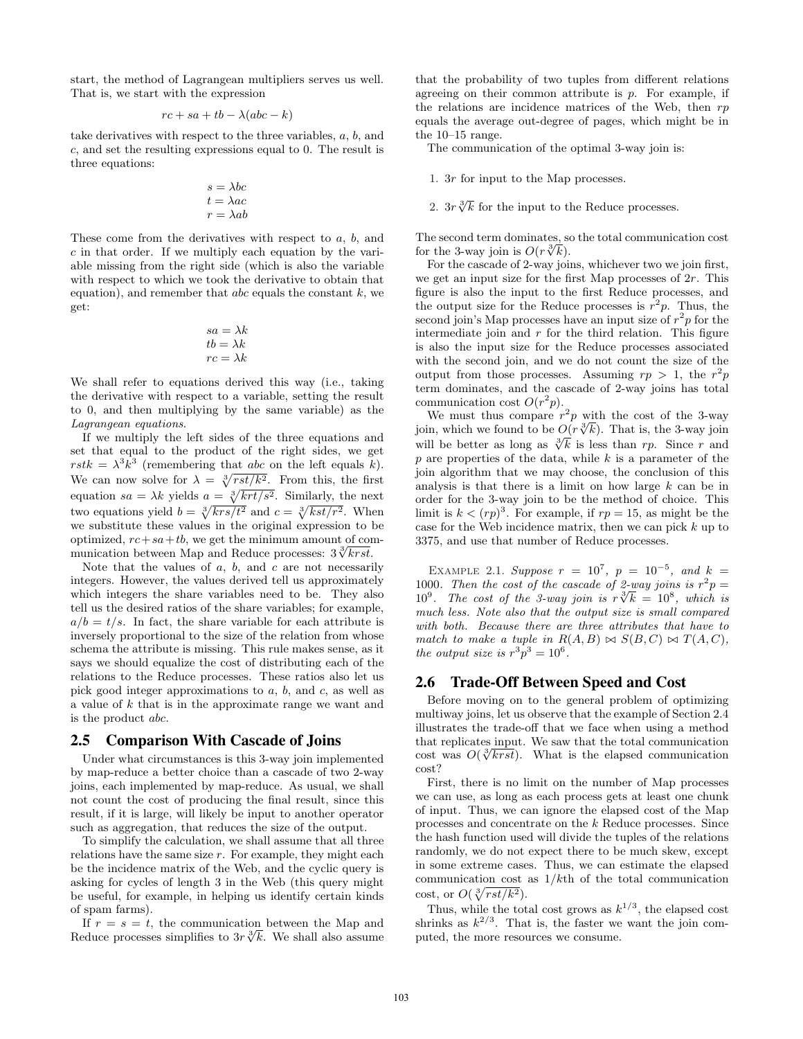start, the method of Lagrangean multipliers serves us well. That is, we start with the expression

$$rc + sa + tb - \lambda(abc - k)$$

take derivatives with respect to the three variables, $a$, $b$, and $c$, and set the resulting expressions equal to 0. The result is three equations:

$$s = \lambda bc$$
$$t = \lambda ac$$
$$r = \lambda ab$$

These come from the derivatives with respect to $a$, $b$, and $c$ in that order. If we multiply each equation by the variable missing from the right side (which is also the variable with respect to which we took the derivative to obtain that equation), and remember that $abc$ equals the constant $k$, we get:

$$sa = \lambda k$$
$$tb = \lambda k$$
$$rc = \lambda k$$

We shall refer to equations derived this way (i.e., taking the derivative with respect to a variable, setting the result to 0, and then multiplying by the same variable) as the *Lagrangean equations*.

If we multiply the left sides of the three equations and set that equal to the product of the right sides, we get $rstk = \lambda^3 k^3$ (remembering that $abc$ on the left equals $k$). We can now solve for $\lambda = \sqrt[3]{rst/k^2}$. From this, the first equation $sa = \lambda k$ yields $a = \sqrt[3]{krt/s^2}$. Similarly, the next two equations yield $b = \sqrt[3]{krs/t^2}$ and $c = \sqrt[3]{kst/r^2}$. When we substitute these values in the original expression to be optimized, $rc + sa + tb$, we get the minimum amount of communication between Map and Reduce processes: $3\sqrt[3]{krst}$.

Note that the values of $a$, $b$, and $c$ are not necessarily integers. However, the values derived tell us approximately which integers the share variables need to be. They also tell us the desired ratios of the share variables; for example, $a/b = t/s$. In fact, the share variable for each attribute is inversely proportional to the size of the relation from whose schema the attribute is missing. This rule makes sense, as it says we should equalize the cost of distributing each of the relations to the Reduce processes. These ratios also let us pick good integer approximations to $a$, $b$, and $c$, as well as a value of $k$ that is in the approximate range we want and is the product $abc$.

## 2.5 Comparison With Cascade of Joins

Under what circumstances is this 3-way join implemented by map-reduce a better choice than a cascade of two 2-way joins, each implemented by map-reduce. As usual, we shall not count the cost of producing the final result, since this result, if it is large, will likely be input to another operator such as aggregation, that reduces the size of the output.

To simplify the calculation, we shall assume that all three relations have the same size $r$. For example, they might each be the incidence matrix of the Web, and the cyclic query is asking for cycles of length 3 in the Web (this query might be useful, for example, in helping us identify certain kinds of spam farms).

If $r = s = t$, the communication between the Map and Reduce processes simplifies to $3r\sqrt[3]{k}$. We shall also assume that the probability of two tuples from different relations agreeing on their common attribute is $p$. For example, if the relations are incidence matrices of the Web, then $rp$ equals the average out-degree of pages, which might be in the 10–15 range.

The communication of the optimal 3-way join is:

1. $3r$ for input to the Map processes.
2. $3r\sqrt[3]{k}$ for the input to the Reduce processes.

The second term dominates, so the total communication cost for the 3-way join is $O(r\sqrt[3]{k})$.

For the cascade of 2-way joins, whichever two we join first, we get an input size for the first Map processes of $2r$. This figure is also the input to the first Reduce processes, and the output size for the Reduce processes is $r^2p$. Thus, the second join's Map processes have an input size of $r^2p$ for the intermediate join and $r$ for the third relation. This figure is also the input size for the Reduce processes associated with the second join, and we do not count the size of the output from those processes. Assuming $rp > 1$, the $r^2p$ term dominates, and the cascade of 2-way joins has total communication cost $O(r^2p)$.

We must thus compare $r^2p$ with the cost of the 3-way join, which we found to be $O(r\sqrt[3]{k})$. That is, the 3-way join will be better as long as $\sqrt[3]{k}$ is less than $rp$. Since $r$ and $p$ are properties of the data, while $k$ is a parameter of the join algorithm that we may choose, the conclusion of this analysis is that there is a limit on how large $k$ can be in order for the 3-way join to be the method of choice. This limit is $k < (rp)^3$. For example, if $rp = 15$, as might be the case for the Web incidence matrix, then we can pick $k$ up to 3375, and use that number of Reduce processes.

Example 2.1. *Suppose $r = 10^7$, $p = 10^{-5}$, and $k = 1000$. Then the cost of the cascade of 2-way joins is $r^2p = 10^9$. The cost of the 3-way join is $r\sqrt[3]{k} = 10^8$, which is much less. Note also that the output size is small compared with both. Because there are three attributes that have to match to make a tuple in $R(A, B) \bowtie S(B, C) \bowtie T(A, C)$, the output size is $r^3p^3 = 10^6$.*

## 2.6 Trade-Off Between Speed and Cost

Before moving on to the general problem of optimizing multiway joins, let us observe that the example of Section 2.4 illustrates the trade-off that we face when using a method that replicates input. We saw that the total communication cost was $O(\sqrt[3]{krst})$. What is the elapsed communication cost?

First, there is no limit on the number of Map processes we can use, as long as each process gets at least one chunk of input. Thus, we can ignore the elapsed cost of the Map processes and concentrate on the $k$ Reduce processes. Since the hash function used will divide the tuples of the relations randomly, we do not expect there to be much skew, except in some extreme cases. Thus, we can estimate the elapsed communication cost as $1/k$th of the total communication cost, or $O(\sqrt[3]{rst/k^2})$.

Thus, while the total cost grows as $k^{1/3}$, the elapsed cost shrinks as $k^{2/3}$. That is, the faster we want the join computed, the more resources we consume.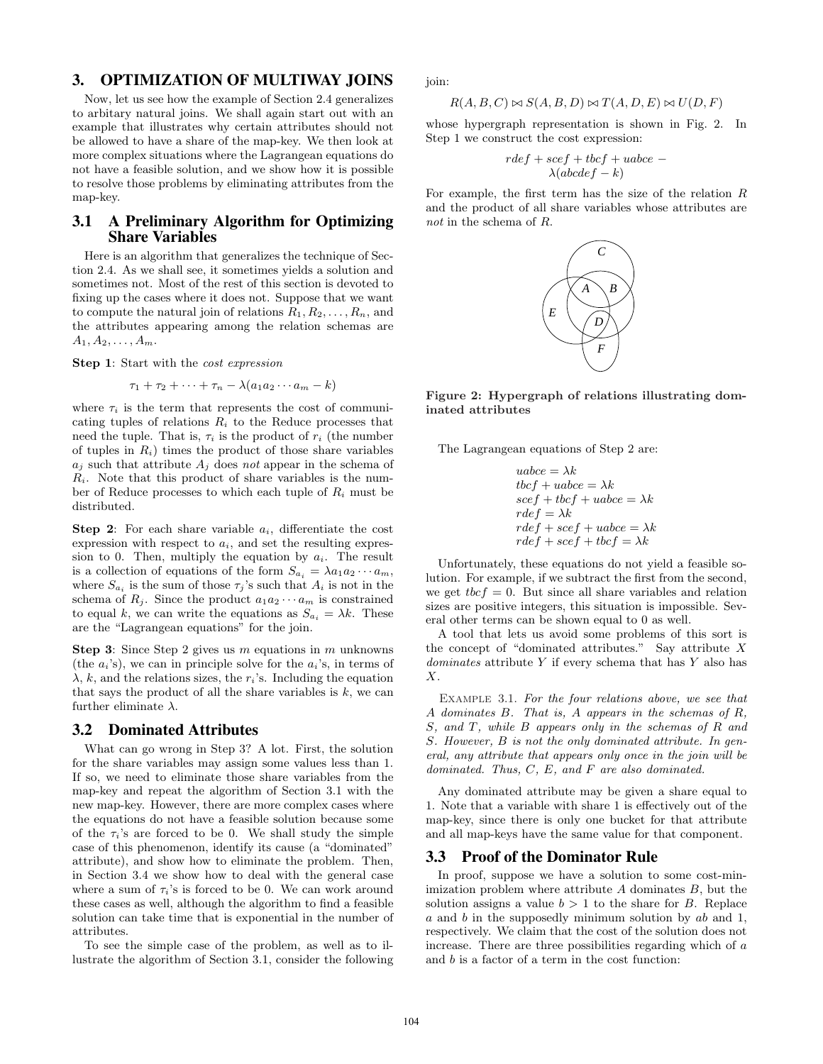## 3. OPTIMIZATION OF MULTIWAY JOINS

Now, let us see how the example of Section 2.4 generalizes to arbitary natural joins. We shall again start out with an example that illustrates why certain attributes should not be allowed to have a share of the map-key. We then look at more complex situations where the Lagrangean equations do not have a feasible solution, and we show how it is possible to resolve those problems by eliminating attributes from the map-key.

### 3.1 A Preliminary Algorithm for Optimizing Share Variables

Here is an algorithm that generalizes the technique of Section 2.4. As we shall see, it sometimes yields a solution and sometimes not. Most of the rest of this section is devoted to fixing up the cases where it does not. Suppose that we want to compute the natural join of relations $R_1, R_2, \ldots, R_n$, and the attributes appearing among the relation schemas are $A_1, A_2, \ldots, A_m$.

**Step 1**: Start with the *cost expression*

$$\tau_1 + \tau_2 + \cdots + \tau_n - \lambda(a_1 a_2 \cdots a_m - k)$$

where $\tau_i$ is the term that represents the cost of communicating tuples of relations $R_i$ to the Reduce processes that need the tuple. That is, $\tau_i$ is the product of $r_i$ (the number of tuples in $R_i$) times the product of those share variables $a_j$ such that attribute $A_j$ does *not* appear in the schema of $R_i$. Note that this product of share variables is the number of Reduce processes to which each tuple of $R_i$ must be distributed.

**Step 2**: For each share variable $a_i$, differentiate the cost expression with respect to $a_i$, and set the resulting expression to 0. Then, multiply the equation by $a_i$. The result is a collection of equations of the form $S_{a_i} = \lambda a_1 a_2 \cdots a_m$, where $S_{a_i}$ is the sum of those $\tau_j$'s such that $A_i$ is not in the schema of $R_j$. Since the product $a_1 a_2 \cdots a_m$ is constrained to equal $k$, we can write the equations as $S_{a_i} = \lambda k$. These are the "Lagrangean equations" for the join.

**Step 3**: Since Step 2 gives us $m$ equations in $m$ unknowns (the $a_i$'s), we can in principle solve for the $a_i$'s, in terms of $\lambda$, $k$, and the relations sizes, the $r_i$'s. Including the equation that says the product of all the share variables is $k$, we can further eliminate $\lambda$.

### 3.2 Dominated Attributes

What can go wrong in Step 3? A lot. First, the solution for the share variables may assign some values less than 1. If so, we need to eliminate those share variables from the map-key and repeat the algorithm of Section 3.1 with the new map-key. However, there are more complex cases where the equations do not have a feasible solution because some of the $\tau_i$'s are forced to be 0. We shall study the simple case of this phenomenon, identify its cause (a "dominated" attribute), and show how to eliminate the problem. Then, in Section 3.4 we show how to deal with the general case where a sum of $\tau_i$'s is forced to be 0. We can work around these cases as well, although the algorithm to find a feasible solution can take time that is exponential in the number of attributes.

To see the simple case of the problem, as well as to illustrate the algorithm of Section 3.1, consider the following join:

$$R(A, B, C) \bowtie S(A, B, D) \bowtie T(A, D, E) \bowtie U(D, F)$$

whose hypergraph representation is shown in Fig. 2. In Step 1 we construct the cost expression:

$$rdef + scef + tbcf + uabce - \lambda(abcdef - k)$$

For example, the first term has the size of the relation $R$ and the product of all share variables whose attributes are *not* in the schema of $R$.

**Figure 2: Hypergraph of relations illustrating dominated attributes**

The Lagrangean equations of Step 2 are:

$$\begin{aligned}
uabce &= \lambda k \\
tbcf + uabce &= \lambda k \\
scef + tbcf + uabce &= \lambda k \\
rdef &= \lambda k \\
rdef + scef + uabce &= \lambda k \\
rdef + scef + tbcf &= \lambda k
\end{aligned}$$

Unfortunately, these equations do not yield a feasible solution. For example, if we subtract the first from the second, we get $tbcf = 0$. But since all share variables and relation sizes are positive integers, this situation is impossible. Several other terms can be shown equal to 0 as well.

A tool that lets us avoid some problems of this sort is the concept of "dominated attributes." Say attribute $X$ *dominates* attribute $Y$ if every schema that has $Y$ also has $X$.

Example 3.1. *For the four relations above, we see that $A$ dominates $B$. That is, $A$ appears in the schemas of $R$, $S$, and $T$, while $B$ appears only in the schemas of $R$ and $S$. However, $B$ is not the only dominated attribute. In general, any attribute that appears only once in the join will be dominated. Thus, $C$, $E$, and $F$ are also dominated.*

Any dominated attribute may be given a share equal to 1. Note that a variable with share 1 is effectively out of the map-key, since there is only one bucket for that attribute and all map-keys have the same value for that component.

### 3.3 Proof of the Dominator Rule

In proof, suppose we have a solution to some cost-minimization problem where attribute $A$ dominates $B$, but the solution assigns a value $b > 1$ to the share for $B$. Replace $a$ and $b$ in the supposedly minimum solution by $ab$ and 1, respectively. We claim that the cost of the solution does not increase. There are three possibilities regarding which of $a$ and $b$ is a factor of a term in the cost function: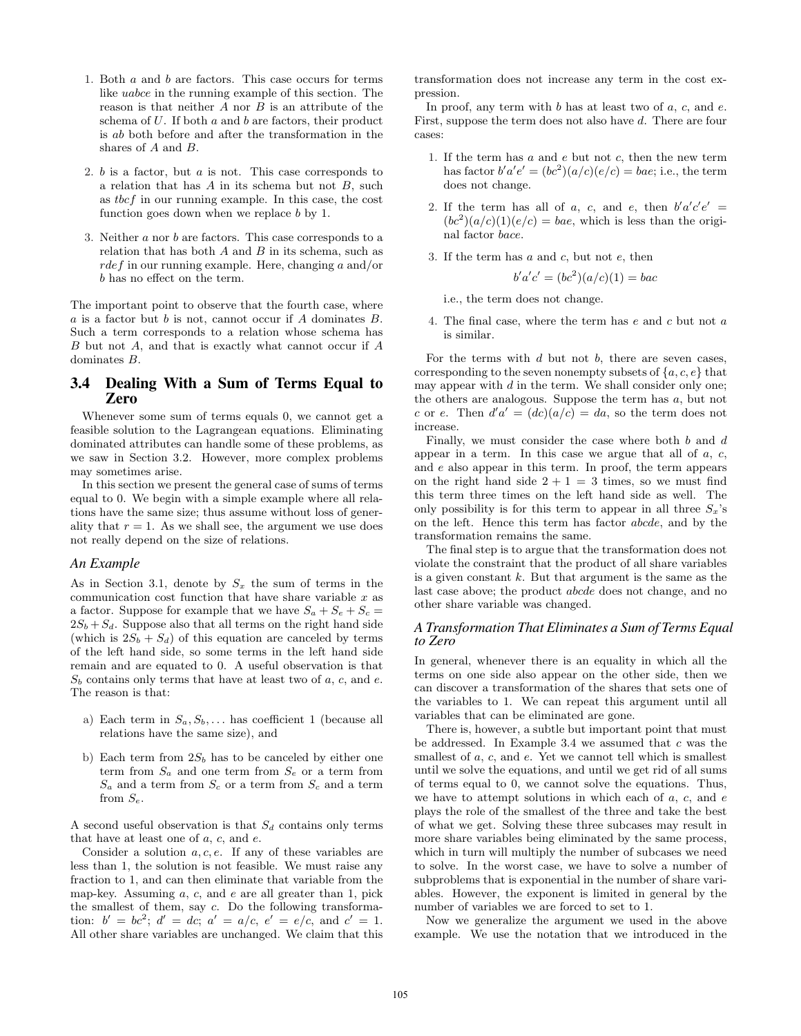1. Both $a$ and $b$ are factors. This case occurs for terms like $uabce$ in the running example of this section. The reason is that neither $A$ nor $B$ is an attribute of the schema of $U$. If both $a$ and $b$ are factors, their product is $ab$ both before and after the transformation in the shares of $A$ and $B$.

2. $b$ is a factor, but $a$ is not. This case corresponds to a relation that has $A$ in its schema but not $B$, such as $tbcf$ in our running example. In this case, the cost function goes down when we replace $b$ by 1.

3. Neither $a$ nor $b$ are factors. This case corresponds to a relation that has both $A$ and $B$ in its schema, such as $rdef$ in our running example. Here, changing $a$ and/or $b$ has no effect on the term.

The important point to observe that the fourth case, where $a$ is a factor but $b$ is not, cannot occur if $A$ dominates $B$. Such a term corresponds to a relation whose schema has $B$ but not $A$, and that is exactly what cannot occur if $A$ dominates $B$.

## 3.4 Dealing With a Sum of Terms Equal to Zero

Whenever some sum of terms equals 0, we cannot get a feasible solution to the Lagrangean equations. Eliminating dominated attributes can handle some of these problems, as we saw in Section 3.2. However, more complex problems may sometimes arise.

In this section we present the general case of sums of terms equal to 0. We begin with a simple example where all relations have the same size; thus assume without loss of generality that $r = 1$. As we shall see, the argument we use does not really depend on the size of relations.

### *An Example*

As in Section 3.1, denote by $S_x$ the sum of terms in the communication cost function that have share variable $x$ as a factor. Suppose for example that we have $S_a + S_e + S_c = 2S_b + S_d$. Suppose also that all terms on the right hand side (which is $2S_b + S_d$) of this equation are canceled by terms of the left hand side, so some terms in the left hand side remain and are equated to 0. A useful observation is that $S_b$ contains only terms that have at least two of $a$, $c$, and $e$. The reason is that:

a) Each term in $S_a, S_b, \ldots$ has coefficient 1 (because all relations have the same size), and

b) Each term from $2S_b$ has to be canceled by either one term from $S_a$ and one term from $S_e$ or a term from $S_a$ and a term from $S_c$ or a term from $S_c$ and a term from $S_e$.

A second useful observation is that $S_d$ contains only terms that have at least one of $a$, $c$, and $e$.

Consider a solution $a, c, e$. If any of these variables are less than 1, the solution is not feasible. We must raise any fraction to 1, and can then eliminate that variable from the map-key. Assuming $a$, $c$, and $e$ are all greater than 1, pick the smallest of them, say $c$. Do the following transformation: $b' = bc^2$; $d' = dc$; $a' = a/c$, $e' = e/c$, and $c' = 1$. All other share variables are unchanged. We claim that this transformation does not increase any term in the cost expression.

In proof, any term with $b$ has at least two of $a$, $c$, and $e$. First, suppose the term does not also have $d$. There are four cases:

1. If the term has $a$ and $e$ but not $c$, then the new term has factor $b'a'e' = (bc^2)(a/c)(e/c) = bae$; i.e., the term does not change.

2. If the term has all of $a$, $c$, and $e$, then $b'a'c'e' = (bc^2)(a/c)(1)(e/c) = bae$, which is less than the original factor $bace$.

3. If the term has $a$ and $c$, but not $e$, then
$$b'a'c' = (bc^2)(a/c)(1) = bac$$
i.e., the term does not change.

4. The final case, where the term has $e$ and $c$ but not $a$ is similar.

For the terms with $d$ but not $b$, there are seven cases, corresponding to the seven nonempty subsets of $\{a, c, e\}$ that may appear with $d$ in the term. We shall consider only one; the others are analogous. Suppose the term has $a$, but not $c$ or $e$. Then $d'a' = (dc)(a/c) = da$, so the term does not increase.

Finally, we must consider the case where both $b$ and $d$ appear in a term. In this case we argue that all of $a$, $c$, and $e$ also appear in this term. In proof, the term appears on the right hand side $2 + 1 = 3$ times, so we must find this term three times on the left hand side as well. The only possibility is for this term to appear in all three $S_x$'s on the left. Hence this term has factor $abcde$, and by the transformation remains the same.

The final step is to argue that the transformation does not violate the constraint that the product of all share variables is a given constant $k$. But that argument is the same as the last case above; the product $abcde$ does not change, and no other share variable was changed.

### *A Transformation That Eliminates a Sum of Terms Equal to Zero*

In general, whenever there is an equality in which all the terms on one side also appear on the other side, then we can discover a transformation of the shares that sets one of the variables to 1. We can repeat this argument until all variables that can be eliminated are gone.

There is, however, a subtle but important point that must be addressed. In Example 3.4 we assumed that $c$ was the smallest of $a$, $c$, and $e$. Yet we cannot tell which is smallest until we solve the equations, and until we get rid of all sums of terms equal to 0, we cannot solve the equations. Thus, we have to attempt solutions in which each of $a$, $c$, and $e$ plays the role of the smallest of the three and take the best of what we get. Solving these three subcases may result in more share variables being eliminated by the same process, which in turn will multiply the number of subcases we need to solve. In the worst case, we have to solve a number of subproblems that is exponential in the number of share variables. However, the exponent is limited in general by the number of variables we are forced to set to 1.

Now we generalize the argument we used in the above example. We use the notation that we introduced in the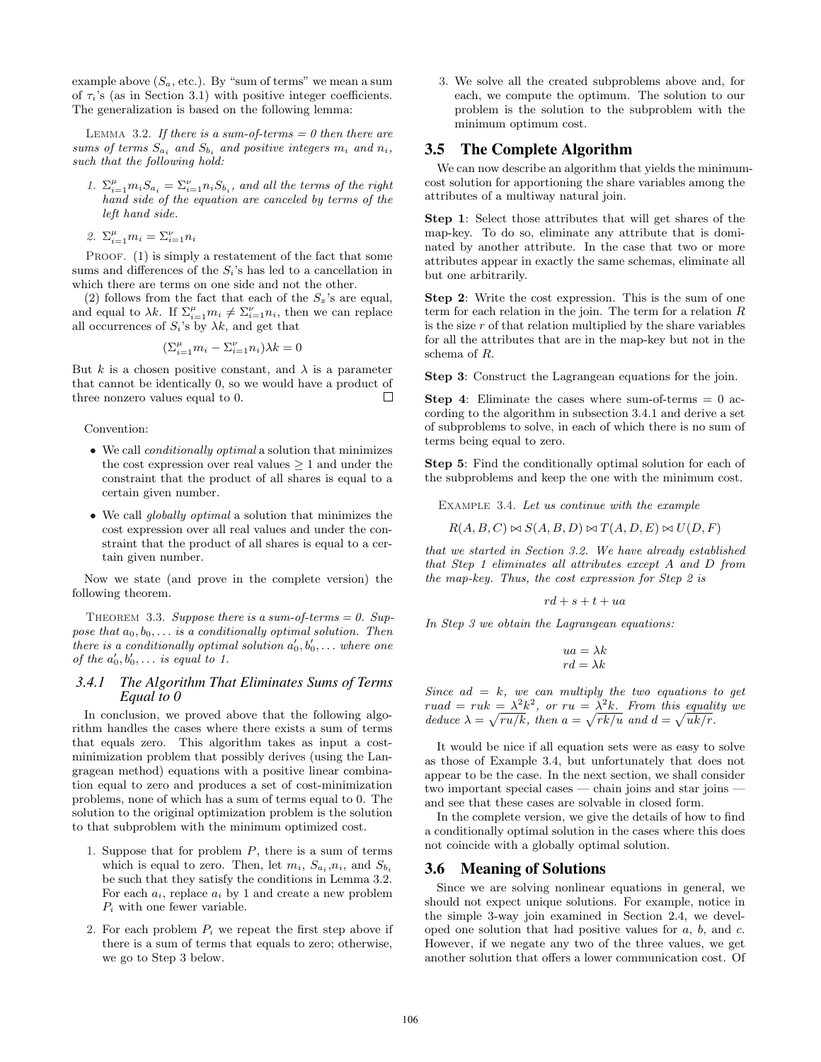example above ($S_a$, etc.). By "sum of terms" we mean a sum of $\tau_i$'s (as in Section 3.1) with positive integer coefficients. The generalization is based on the following lemma:

LEMMA 3.2. *If there is a sum-of-terms = 0 then there are sums of terms $S_{a_i}$ and $S_{b_i}$ and positive integers $m_i$ and $n_i$, such that the following hold:*

1. $\Sigma_{i=1}^{\mu} m_i S_{a_i} = \Sigma_{i=1}^{\nu} n_i S_{b_i}$, *and all the terms of the right hand side of the equation are canceled by terms of the left hand side.*
2. $\Sigma_{i=1}^{\mu} m_i = \Sigma_{i=1}^{\nu} n_i$

PROOF. (1) is simply a restatement of the fact that some sums and differences of the $S_i$'s has led to a cancellation in which there are terms on one side and not the other.

(2) follows from the fact that each of the $S_x$'s are equal, and equal to $\lambda k$. If $\Sigma_{i=1}^{\mu} m_i \neq \Sigma_{i=1}^{\nu} n_i$, then we can replace all occurrences of $S_i$'s by $\lambda k$, and get that

$$(\Sigma_{i=1}^{\mu} m_i - \Sigma_{i=1}^{\nu} n_i)\lambda k = 0$$

But $k$ is a chosen positive constant, and $\lambda$ is a parameter that cannot be identically 0, so we would have a product of three nonzero values equal to 0. □

Convention:

- We call *conditionally optimal* a solution that minimizes the cost expression over real values $\geq 1$ and under the constraint that the product of all shares is equal to a certain given number.
- We call *globally optimal* a solution that minimizes the cost expression over all real values and under the constraint that the product of all shares is equal to a certain given number.

Now we state (and prove in the complete version) the following theorem.

THEOREM 3.3. *Suppose there is a sum-of-terms = 0. Suppose that $a_0, b_0, \ldots$ is a conditionally optimal solution. Then there is a conditionally optimal solution $a_0', b_0', \ldots$ where one of the $a_0', b_0', \ldots$ is equal to 1.*

### 3.4.1 The Algorithm That Eliminates Sums of Terms Equal to 0

In conclusion, we proved above that the following algorithm handles the cases where there exists a sum of terms that equals zero. This algorithm takes as input a cost-minimization problem that possibly derives (using the Lagrangean method) equations with a positive linear combination equal to zero and produces a set of cost-minimization problems, none of which has a sum of terms equal to 0. The solution to the original optimization problem is the solution to that subproblem with the minimum optimized cost.

1. Suppose that for problem $P$, there is a sum of terms which is equal to zero. Then, let $m_i$, $S_{a_i}$, $n_i$, and $S_{b_i}$ be such that they satisfy the conditions in Lemma 3.2. For each $a_i$, replace $a_i$ by 1 and create a new problem $P_i$ with one fewer variable.
2. For each problem $P_i$ we repeat the first step above if there is a sum of terms that equals to zero; otherwise, we go to Step 3 below.
3. We solve all the created subproblems above and, for each, we compute the optimum. The solution to our problem is the solution to the subproblem with the minimum optimum cost.

## 3.5 The Complete Algorithm

We can now describe an algorithm that yields the minimum-cost solution for apportioning the share variables among the attributes of a multiway natural join.

**Step 1**: Select those attributes that will get shares of the map-key. To do so, eliminate any attribute that is dominated by another attribute. In the case that two or more attributes appear in exactly the same schemas, eliminate all but one arbitrarily.

**Step 2**: Write the cost expression. This is the sum of one term for each relation in the join. The term for a relation $R$ is the size $r$ of that relation multiplied by the share variables for all the attributes that are in the map-key but not in the schema of $R$.

**Step 3**: Construct the Lagrangean equations for the join.

**Step 4**: Eliminate the cases where sum-of-terms = 0 according to the algorithm in subsection 3.4.1 and derive a set of subproblems to solve, in each of which there is no sum of terms being equal to zero.

**Step 5**: Find the conditionally optimal solution for each of the subproblems and keep the one with the minimum cost.

EXAMPLE 3.4. *Let us continue with the example*

$$R(A,B,C) \bowtie S(A,B,D) \bowtie T(A,D,E) \bowtie U(D,F)$$

*that we started in Section 3.2. We have already established that Step 1 eliminates all attributes except A and D from the map-key. Thus, the cost expression for Step 2 is*

$$rd + s + t + ua$$

*In Step 3 we obtain the Lagrangean equations:*

$$ua = \lambda k$$
$$rd = \lambda k$$

*Since $ad = k$, we can multiply the two equations to get $ruad = ruk = \lambda^2 k^2$, or $ru = \lambda^2 k$. From this equality we deduce $\lambda = \sqrt{ru/k}$, then $a = \sqrt{rk/u}$ and $d = \sqrt{uk/r}$.*

It would be nice if all equation sets were as easy to solve as those of Example 3.4, but unfortunately that does not appear to be the case. In the next section, we shall consider two important special cases — chain joins and star joins — and see that these cases are solvable in closed form.

In the complete version, we give the details of how to find a conditionally optimal solution in the cases where this does not coincide with a globally optimal solution.

## 3.6 Meaning of Solutions

Since we are solving nonlinear equations in general, we should not expect unique solutions. For example, notice in the simple 3-way join examined in Section 2.4, we developed one solution that had positive values for $a$, $b$, and $c$. However, if we negate any two of the three values, we get another solution that offers a lower communication cost. Of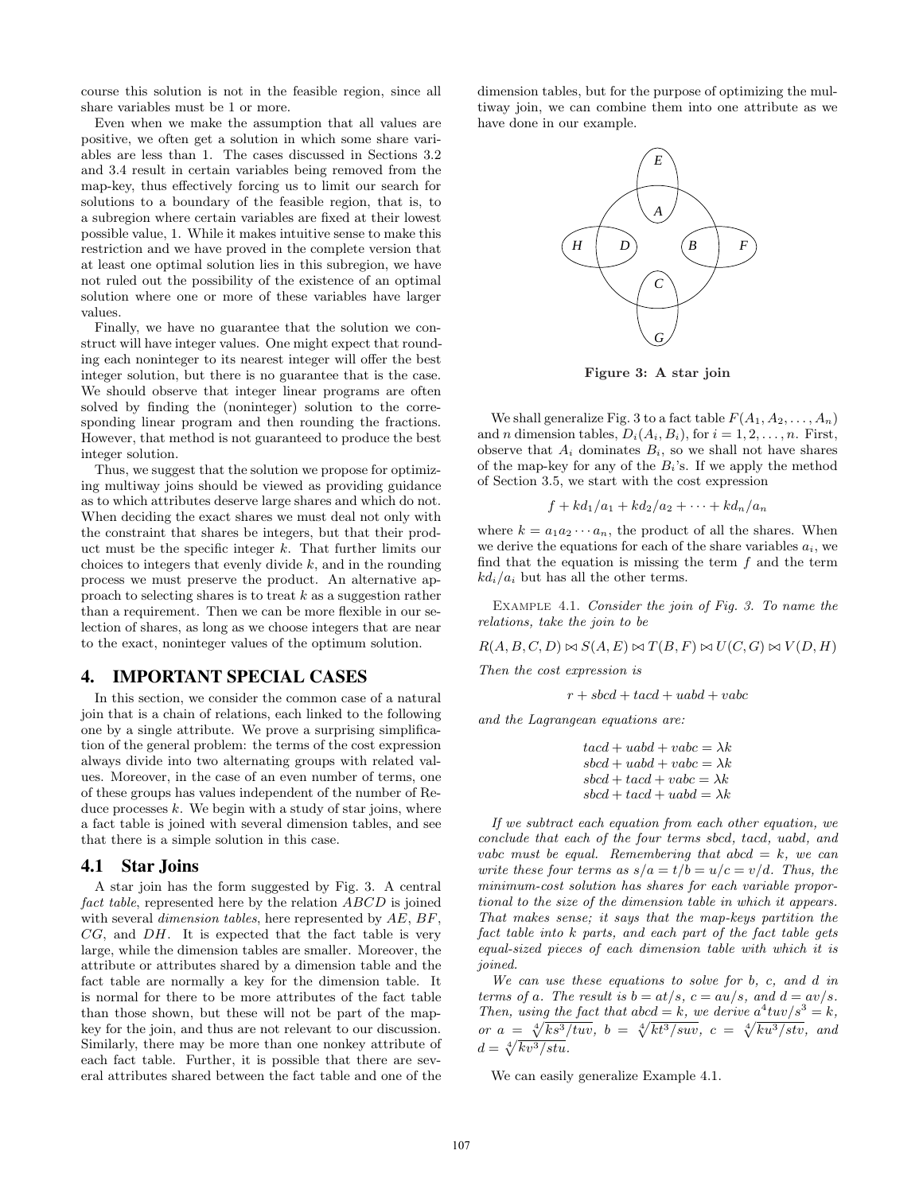course this solution is not in the feasible region, since all share variables must be 1 or more.

Even when we make the assumption that all values are positive, we often get a solution in which some share variables are less than 1. The cases discussed in Sections 3.2 and 3.4 result in certain variables being removed from the map-key, thus effectively forcing us to limit our search for solutions to a boundary of the feasible region, that is, to a subregion where certain variables are fixed at their lowest possible value, 1. While it makes intuitive sense to make this restriction and we have proved in the complete version that at least one optimal solution lies in this subregion, we have not ruled out the possibility of the existence of an optimal solution where one or more of these variables have larger values.

Finally, we have no guarantee that the solution we construct will have integer values. One might expect that rounding each noninteger to its nearest integer will offer the best integer solution, but there is no guarantee that is the case. We should observe that integer linear programs are often solved by finding the (noninteger) solution to the corresponding linear program and then rounding the fractions. However, that method is not guaranteed to produce the best integer solution.

Thus, we suggest that the solution we propose for optimizing multiway joins should be viewed as providing guidance as to which attributes deserve large shares and which do not. When deciding the exact shares we must deal not only with the constraint that shares be integers, but that their product must be the specific integer $k$. That further limits our choices to integers that evenly divide $k$, and in the rounding process we must preserve the product. An alternative approach to selecting shares is to treat $k$ as a suggestion rather than a requirement. Then we can be more flexible in our selection of shares, as long as we choose integers that are near to the exact, noninteger values of the optimum solution.

## 4. IMPORTANT SPECIAL CASES

In this section, we consider the common case of a natural join that is a chain of relations, each linked to the following one by a single attribute. We prove a surprising simplification of the general problem: the terms of the cost expression always divide into two alternating groups with related values. Moreover, in the case of an even number of terms, one of these groups has values independent of the number of Reduce processes $k$. We begin with a study of star joins, where a fact table is joined with several dimension tables, and see that there is a simple solution in this case.

### 4.1 Star Joins

A star join has the form suggested by Fig. 3. A central *fact table*, represented here by the relation $ABCD$ is joined with several *dimension tables*, here represented by $AE$, $BF$, $CG$, and $DH$. It is expected that the fact table is very large, while the dimension tables are smaller. Moreover, the attribute or attributes shared by a dimension table and the fact table are normally a key for the dimension table. It is normal for there to be more attributes of the fact table than those shown, but these will not be part of the map-key for the join, and thus are not relevant to our discussion. Similarly, there may be more than one nonkey attribute of each fact table. Further, it is possible that there are several attributes shared between the fact table and one of the dimension tables, but for the purpose of optimizing the multiway join, we can combine them into one attribute as we have done in our example.

**Figure 3: A star join**

We shall generalize Fig. 3 to a fact table $F(A_1, A_2, \ldots, A_n)$ and $n$ dimension tables, $D_i(A_i, B_i)$, for $i = 1, 2, \ldots, n$. First, observe that $A_i$ dominates $B_i$, so we shall not have shares of the map-key for any of the $B_i$'s. If we apply the method of Section 3.5, we start with the cost expression

$$f + kd_1/a_1 + kd_2/a_2 + \cdots + kd_n/a_n$$

where $k = a_1 a_2 \cdots a_n$, the product of all the shares. When we derive the equations for each of the share variables $a_i$, we find that the equation is missing the term $f$ and the term $kd_i/a_i$ but has all the other terms.

Example 4.1. *Consider the join of Fig. 3. To name the relations, take the join to be*

$$R(A, B, C, D) \bowtie S(A, E) \bowtie T(B, F) \bowtie U(C, G) \bowtie V(D, H)$$

*Then the cost expression is*

$$r + sbcd + tacd + uabd + vabc$$

*and the Lagrangean equations are:*

$$\begin{aligned} tacd + uabd + vabc &= \lambda k \\ sbcd + uabd + vabc &= \lambda k \\ sbcd + tacd + vabc &= \lambda k \\ sbcd + tacd + uabd &= \lambda k \end{aligned}$$

*If we subtract each equation from each other equation, we conclude that each of the four terms $sbcd$, $tacd$, $uabd$, and $vabc$ must be equal. Remembering that $abcd = k$, we can write these four terms as $s/a = t/b = u/c = v/d$. Thus, the minimum-cost solution has shares for each variable proportional to the size of the dimension table in which it appears. That makes sense; it says that the map-keys partition the fact table into $k$ parts, and each part of the fact table gets equal-sized pieces of each dimension table with which it is joined.*

*We can use these equations to solve for $b$, $c$, and $d$ in terms of $a$. The result is $b = at/s$, $c = au/s$, and $d = av/s$. Then, using the fact that $abcd = k$, we derive $a^4tuv/s^3 = k$, or $a = \sqrt[4]{ks^3/tuv}$, $b = \sqrt[4]{kt^3/suv}$, $c = \sqrt[4]{ku^3/stv}$, and $d = \sqrt[4]{kv^3/stu}$.*

We can easily generalize Example 4.1.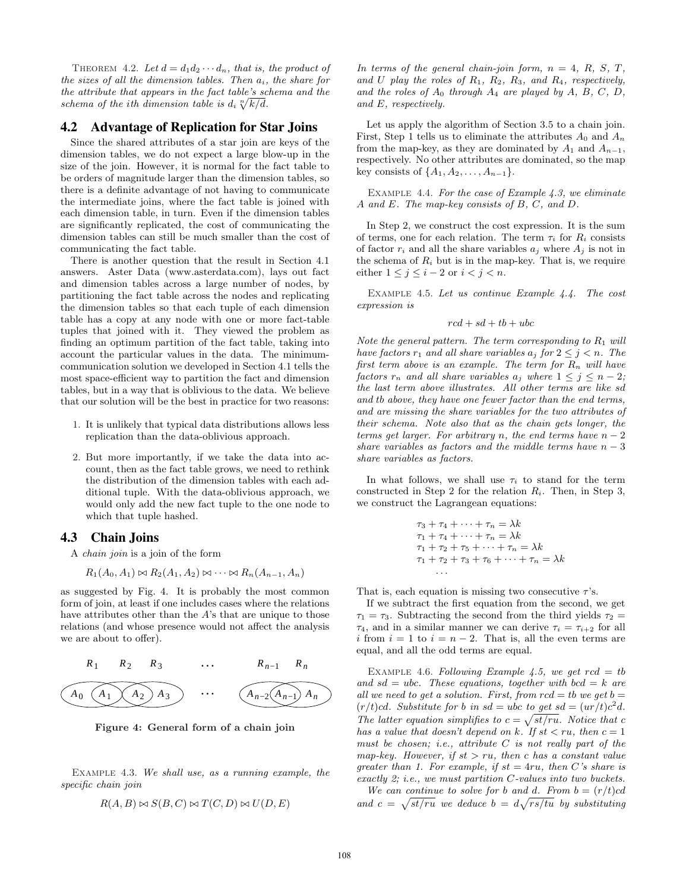THEOREM 4.2. *Let $d = d_1 d_2 \cdots d_n$, that is, the product of the sizes of all the dimension tables. Then $a_i$, the share for the attribute that appears in the fact table's schema and the schema of the ith dimension table is $d_i \sqrt[n]{k/d}$.*

## 4.2 Advantage of Replication for Star Joins

Since the shared attributes of a star join are keys of the dimension tables, we do not expect a large blow-up in the size of the join. However, it is normal for the fact table to be orders of magnitude larger than the dimension tables, so there is a definite advantage of not having to communicate the intermediate joins, where the fact table is joined with each dimension table, in turn. Even if the dimension tables are significantly replicated, the cost of communicating the dimension tables can still be much smaller than the cost of communicating the fact table.

There is another question that the result in Section 4.1 answers. Aster Data (www.asterdata.com), lays out fact and dimension tables across a large number of nodes, by partitioning the fact table across the nodes and replicating the dimension tables so that each tuple of each dimension table has a copy at any node with one or more fact-table tuples that joined with it. They viewed the problem as finding an optimum partition of the fact table, taking into account the particular values in the data. The minimum-communication solution we developed in Section 4.1 tells the most space-efficient way to partition the fact and dimension tables, but in a way that is oblivious to the data. We believe that our solution will be the best in practice for two reasons:

1. It is unlikely that typical data distributions allows less replication than the data-oblivious approach.
2. But more importantly, if we take the data into account, then as the fact table grows, we need to rethink the distribution of the dimension tables with each additional tuple. With the data-oblivious approach, we would only add the new fact tuple to the one node to which that tuple hashed.

## 4.3 Chain Joins

A *chain join* is a join of the form

$$R_1(A_0, A_1) \bowtie R_2(A_1, A_2) \bowtie \cdots \bowtie R_n(A_{n-1}, A_n)$$

as suggested by Fig. 4. It is probably the most common form of join, at least if one includes cases where the relations have attributes other than the $A$'s that are unique to those relations (and whose presence would not affect the analysis we are about to offer).

**Figure 4: General form of a chain join**

EXAMPLE 4.3. *We shall use, as a running example, the specific chain join*

$$R(A, B) \bowtie S(B, C) \bowtie T(C, D) \bowtie U(D, E)$$

*In terms of the general chain-join form, $n = 4$, $R$, $S$, $T$, and $U$ play the roles of $R_1$, $R_2$, $R_3$, and $R_4$, respectively, and the roles of $A_0$ through $A_4$ are played by $A$, $B$, $C$, $D$, and $E$, respectively.*

Let us apply the algorithm of Section 3.5 to a chain join. First, Step 1 tells us to eliminate the attributes $A_0$ and $A_n$ from the map-key, as they are dominated by $A_1$ and $A_{n-1}$, respectively. No other attributes are dominated, so the map key consists of $\{A_1, A_2, \ldots, A_{n-1}\}$.

EXAMPLE 4.4. *For the case of Example 4.3, we eliminate $A$ and $E$. The map-key consists of $B$, $C$, and $D$.*

In Step 2, we construct the cost expression. It is the sum of terms, one for each relation. The term $\tau_i$ for $R_i$ consists of factor $r_i$ and all the share variables $a_j$ where $A_j$ is not in the schema of $R_i$ but is in the map-key. That is, we require either $1 \le j \le i-2$ or $i < j < n$.

EXAMPLE 4.5. *Let us continue Example 4.4. The cost expression is*

$$rcd + sd + tb + ubc$$

*Note the general pattern. The term corresponding to $R_1$ will have factors $r_1$ and all share variables $a_j$ for $2 \le j < n$. The first term above is an example. The term for $R_n$ will have factors $r_n$ and all share variables $a_j$ where $1 \le j \le n-2$; the last term above illustrates. All other terms are like $sd$ and $tb$ above, they have one fewer factor than the end terms, and are missing the share variables for the two attributes of their schema. Note also that as the chain gets longer, the terms get larger. For arbitrary $n$, the end terms have $n-2$ share variables as factors and the middle terms have $n-3$ share variables as factors.*

In what follows, we shall use $\tau_i$ to stand for the term constructed in Step 2 for the relation $R_i$. Then, in Step 3, we construct the Lagrangean equations:

$$\begin{array}{l}
\tau_3 + \tau_4 + \cdots + \tau_n = \lambda k \\
\tau_1 + \tau_4 + \cdots + \tau_n = \lambda k \\
\tau_1 + \tau_2 + \tau_5 + \cdots + \tau_n = \lambda k \\
\tau_1 + \tau_2 + \tau_3 + \tau_6 + \cdots + \tau_n = \lambda k \\
\quad \cdots
\end{array}$$

That is, each equation is missing two consecutive $\tau$'s.

If we subtract the first equation from the second, we get $\tau_1 = \tau_3$. Subtracting the second from the third yields $\tau_2 = \tau_4$, and in a similar manner we can derive $\tau_i = \tau_{i+2}$ for all $i$ from $i = 1$ to $i = n-2$. That is, all the even terms are equal, and all the odd terms are equal.

EXAMPLE 4.6. *Following Example 4.5, we get $rcd = tb$ and $sd = ubc$. These equations, together with $bcd = k$ are all we need to get a solution. First, from $rcd = tb$ we get $b = (r/t)cd$. Substitute for $b$ in $sd = ubc$ to get $sd = (ur/t)c^2d$. The latter equation simplifies to $c = \sqrt{st/ru}$. Notice that $c$ has a value that doesn't depend on $k$. If $st < ru$, then $c = 1$ must be chosen; i.e., attribute $C$ is not really part of the map-key. However, if $st > ru$, then $c$ has a constant value greater than 1. For example, if $st = 4ru$, then $C$'s share is exactly 2; i.e., we must partition $C$-values into two buckets.*

*We can continue to solve for $b$ and $d$. From $b = (r/t)cd$ and $c = \sqrt{st/ru}$ we deduce $b = d\sqrt{rs/tu}$ by substituting*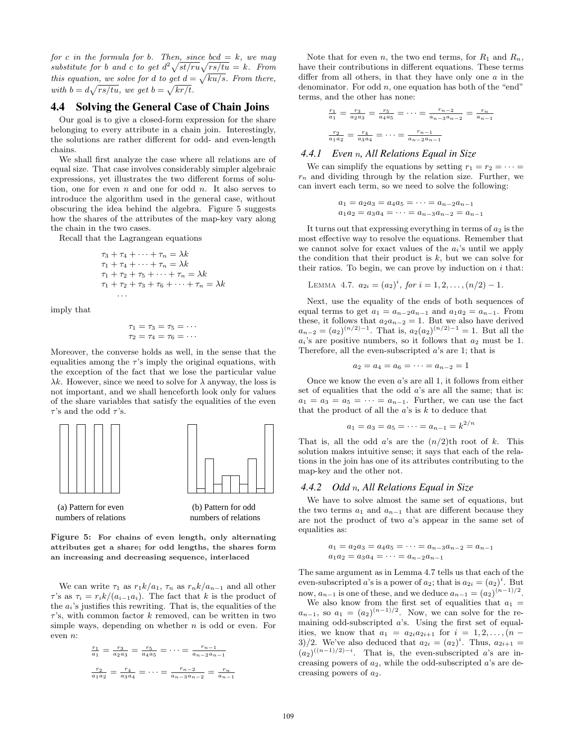*for c in the formula for b. Then, since $bcd = k$, we may substitute for b and c to get $d^2\sqrt{st/ru}\sqrt{rs/tu} = k$. From this equation, we solve for d to get $d = \sqrt{ku/s}$. From there, with $b = d\sqrt{rs/tu}$, we get $b = \sqrt{kr/t}$.*

## 4.4 Solving the General Case of Chain Joins

Our goal is to give a closed-form expression for the share belonging to every attribute in a chain join. Interestingly, the solutions are rather different for odd- and even-length chains.

We shall first analyze the case where all relations are of equal size. That case involves considerably simpler algebraic expressions, yet illustrates the two different forms of solution, one for even $n$ and one for odd $n$. It also serves to introduce the algorithm used in the general case, without obscuring the idea behind the algebra. Figure 5 suggests how the shares of the attributes of the map-key vary along the chain in the two cases.

Recall that the Lagrangean equations

$$\begin{aligned}
\tau_3 + \tau_4 + \cdots + \tau_n &= \lambda k \\
\tau_1 + \tau_4 + \cdots + \tau_n &= \lambda k \\
\tau_1 + \tau_2 + \tau_5 + \cdots + \tau_n &= \lambda k \\
\tau_1 + \tau_2 + \tau_3 + \tau_6 + \cdots + \tau_n &= \lambda k \\
&\cdots
\end{aligned}$$

imply that

$$\begin{aligned}
\tau_1 = \tau_3 = \tau_5 = \cdots \\
\tau_2 = \tau_4 = \tau_6 = \cdots
\end{aligned}$$

Moreover, the converse holds as well, in the sense that the equalities among the $\tau$'s imply the original equations, with the exception of the fact that we lose the particular value $\lambda k$. However, since we need to solve for $\lambda$ anyway, the loss is not important, and we shall henceforth look only for values of the share variables that satisfy the equalities of the even $\tau$'s and the odd $\tau$'s.

(a) Pattern for even numbers of relations

(b) Pattern for odd numbers of relations

**Figure 5: For chains of even length, only alternating attributes get a share; for odd lengths, the shares form an increasing and decreasing sequence, interlaced**

We can write $\tau_1$ as $r_1k/a_1$, $\tau_n$ as $r_nk/a_{n-1}$ and all other $\tau$'s as $\tau_i = r_ik/(a_{i-1}a_i)$. The fact that $k$ is the product of the $a_i$'s justifies this rewriting. That is, the equalities of the $\tau$'s, with common factor $k$ removed, can be written in two simple ways, depending on whether $n$ is odd or even. For even $n$:

$$\tfrac{r_1}{a_1} = \tfrac{r_3}{a_2a_3} = \tfrac{r_5}{a_4a_5} = \cdots = \tfrac{r_{n-1}}{a_{n-2}a_{n-1}}$$

$$\tfrac{r_2}{a_1a_2} = \tfrac{r_4}{a_3a_4} = \cdots = \tfrac{r_{n-2}}{a_{n-3}a_{n-2}} = \tfrac{r_n}{a_{n-1}}$$

Note that for even $n$, the two end terms, for $R_1$ and $R_n$, have their contributions in different equations. These terms differ from all others, in that they have only one $a$ in the denominator. For odd $n$, one equation has both of the "end" terms, and the other has none:

$$\tfrac{r_1}{a_1} = \tfrac{r_3}{a_2a_3} = \tfrac{r_5}{a_4a_5} = \cdots = \tfrac{r_{n-2}}{a_{n-3}a_{n-2}} = \tfrac{r_n}{a_{n-1}}$$

$$\tfrac{r_2}{a_1a_2} = \tfrac{r_4}{a_3a_4} = \cdots = \tfrac{r_{n-1}}{a_{n-2}a_{n-1}}$$

### 4.4.1 Even n, All Relations Equal in Size

We can simplify the equations by setting $r_1 = r_2 = \cdots = r_n$ and dividing through by the relation size. Further, we can invert each term, so we need to solve the following:

$$\begin{aligned}
a_1 = a_2a_3 = a_4a_5 = \cdots = a_{n-2}a_{n-1} \\
a_1a_2 = a_3a_4 = \cdots = a_{n-3}a_{n-2} = a_{n-1}
\end{aligned}$$

It turns out that expressing everything in terms of $a_2$ is the most effective way to resolve the equations. Remember that we cannot solve for exact values of the $a_i$'s until we apply the condition that their product is $k$, but we can solve for their ratios. To begin, we can prove by induction on $i$ that:

Lemma 4.7. *$a_{2i} = (a_2)^i$, for $i = 1, 2, \ldots, (n/2) - 1$.*

Next, use the equality of the ends of both sequences of equal terms to get $a_1 = a_{n-2}a_{n-1}$ and $a_1a_2 = a_{n-1}$. From these, it follows that $a_2a_{n-2} = 1$. But we also have derived $a_{n-2} = (a_2)^{(n/2)-1}$. That is, $a_2(a_2)^{(n/2)-1} = 1$. But all the $a_i$'s are positive numbers, so it follows that $a_2$ must be 1. Therefore, all the even-subscripted $a$'s are 1; that is

$$a_2 = a_4 = a_6 = \cdots = a_{n-2} = 1$$

Once we know the even $a$'s are all 1, it follows from either set of equalities that the odd $a$'s are all the same; that is: $a_1 = a_3 = a_5 = \cdots = a_{n-1}$. Further, we can use the fact that the product of all the $a$'s is $k$ to deduce that

$$a_1 = a_3 = a_5 = \cdots = a_{n-1} = k^{2/n}$$

That is, all the odd $a$'s are the $(n/2)$th root of $k$. This solution makes intuitive sense; it says that each of the relations in the join has one of its attributes contributing to the map-key and the other not.

### 4.4.2 Odd n, All Relations Equal in Size

We have to solve almost the same set of equations, but the two terms $a_1$ and $a_{n-1}$ that are different because they are not the product of two $a$'s appear in the same set of equalities as:

$$\begin{aligned}
a_1 = a_2a_3 = a_4a_5 = \cdots = a_{n-3}a_{n-2} = a_{n-1} \\
a_1a_2 = a_3a_4 = \cdots = a_{n-2}a_{n-1}
\end{aligned}$$

The same argument as in Lemma 4.7 tells us that each of the even-subscripted $a$'s is a power of $a_2$; that is $a_{2i} = (a_2)^i$. But now, $a_{n-1}$ is one of these, and we deduce $a_{n-1} = (a_2)^{(n-1)/2}$.

We also know from the first set of equalities that $a_1 = a_{n-1}$, so $a_1 = (a_2)^{(n-1)/2}$. Now, we can solve for the remaining odd-subscripted $a$'s. Using the first set of equalities, we know that $a_1 = a_{2i}a_{2i+1}$ for $i = 1, 2, \ldots, (n-3)/2$. We've also deduced that $a_{2i} = (a_2)^i$. Thus, $a_{2i+1} = (a_2)^{((n-1)/2)-i}$. That is, the even-subscripted $a$'s are increasing powers of $a_2$, while the odd-subscripted $a$'s are decreasing powers of $a_2$.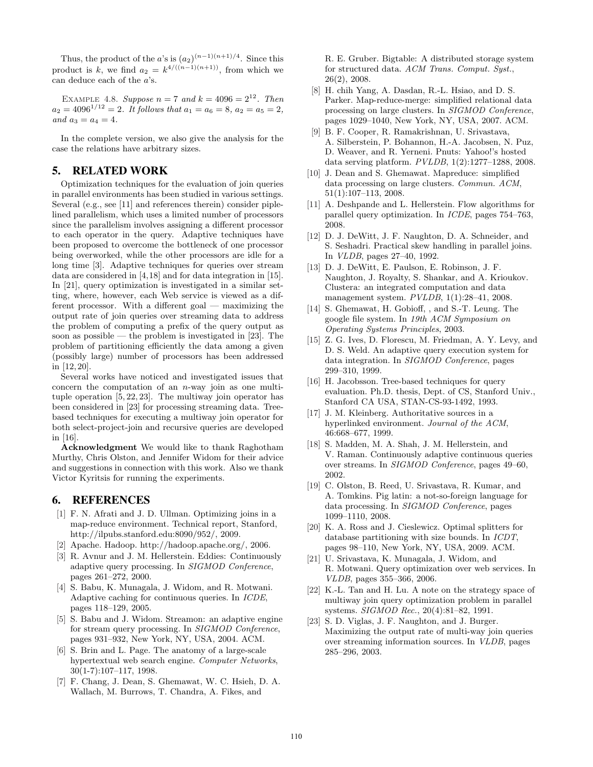Thus, the product of the $a$'s is $(a_2)^{(n-1)(n+1)/4}$. Since this product is $k$, we find $a_2 = k^{4/((n-1)(n+1))}$, from which we can deduce each of the $a$'s.

Example 4.8. *Suppose $n = 7$ and $k = 4096 = 2^{12}$. Then $a_2 = 4096^{1/12} = 2$. It follows that $a_1 = a_6 = 8$, $a_2 = a_5 = 2$, and $a_3 = a_4 = 4$.*

In the complete version, we also give the analysis for the case the relations have arbitrary sizes.

## 5. RELATED WORK

Optimization techniques for the evaluation of join queries in parallel environments has been studied in various settings. Several (e.g., see [11] and references therein) consider piplelined parallelism, which uses a limited number of processors since the parallelism involves assigning a different processor to each operator in the query. Adaptive techniques have been proposed to overcome the bottleneck of one processor being overworked, while the other processors are idle for a long time [3]. Adaptive techniques for queries over stream data are considered in [4,18] and for data integration in [15]. In [21], query optimization is investigated in a similar setting, where, however, each Web service is viewed as a different processor. With a different goal — maximizing the output rate of join queries over streaming data to address the problem of computing a prefix of the query output as soon as possible — the problem is investigated in [23]. The problem of partitioning efficiently the data among a given (possibly large) number of processors has been addressed in [12, 20].

Several works have noticed and investigated issues that concern the computation of an $n$-way join as one multituple operation [5, 22, 23]. The multiway join operator has been considered in [23] for processing streaming data. Tree-based techniques for executing a multiway join operator for both select-project-join and recursive queries are developed in [16].

**Acknowledgment** We would like to thank Raghotham Murthy, Chris Olston, and Jennifer Widom for their advice and suggestions in connection with this work. Also we thank Victor Kyritsis for running the experiments.

## 6. REFERENCES

[1] F. N. Afrati and J. D. Ullman. Optimizing joins in a map-reduce environment. Technical report, Stanford, http://ilpubs.stanford.edu:8090/952/, 2009.

[2] Apache. Hadoop. http://hadoop.apache.org/, 2006.

[3] R. Avnur and J. M. Hellerstein. Eddies: Continuously adaptive query processing. In *SIGMOD Conference*, pages 261–272, 2000.

[4] S. Babu, K. Munagala, J. Widom, and R. Motwani. Adaptive caching for continuous queries. In *ICDE*, pages 118–129, 2005.

[5] S. Babu and J. Widom. Streamon: an adaptive engine for stream query processing. In *SIGMOD Conference*, pages 931–932, New York, NY, USA, 2004. ACM.

[6] S. Brin and L. Page. The anatomy of a large-scale hypertextual web search engine. *Computer Networks*, 30(1-7):107–117, 1998.

[7] F. Chang, J. Dean, S. Ghemawat, W. C. Hsieh, D. A. Wallach, M. Burrows, T. Chandra, A. Fikes, and R. E. Gruber. Bigtable: A distributed storage system for structured data. *ACM Trans. Comput. Syst.*, 26(2), 2008.

[8] H. chih Yang, A. Dasdan, R.-L. Hsiao, and D. S. Parker. Map-reduce-merge: simplified relational data processing on large clusters. In *SIGMOD Conference*, pages 1029–1040, New York, NY, USA, 2007. ACM.

[9] B. F. Cooper, R. Ramakrishnan, U. Srivastava, A. Silberstein, P. Bohannon, H.-A. Jacobsen, N. Puz, D. Weaver, and R. Yerneni. Pnuts: Yahoo!'s hosted data serving platform. *PVLDB*, 1(2):1277–1288, 2008.

[10] J. Dean and S. Ghemawat. Mapreduce: simplified data processing on large clusters. *Commun. ACM*, 51(1):107–113, 2008.

[11] A. Deshpande and L. Hellerstein. Flow algorithms for parallel query optimization. In *ICDE*, pages 754–763, 2008.

[12] D. J. DeWitt, J. F. Naughton, D. A. Schneider, and S. Seshadri. Practical skew handling in parallel joins. In *VLDB*, pages 27–40, 1992.

[13] D. J. DeWitt, E. Paulson, E. Robinson, J. F. Naughton, J. Royalty, S. Shankar, and A. Krioukov. Clustera: an integrated computation and data management system. *PVLDB*, 1(1):28–41, 2008.

[14] S. Ghemawat, H. Gobioff, , and S.-T. Leung. The google file system. In *19th ACM Symposium on Operating Systems Principles*, 2003.

[15] Z. G. Ives, D. Florescu, M. Friedman, A. Y. Levy, and D. S. Weld. An adaptive query execution system for data integration. In *SIGMOD Conference*, pages 299–310, 1999.

[16] H. Jacobsson. Tree-based techniques for query evaluation. Ph.D. thesis, Dept. of CS, Stanford Univ., Stanford CA USA, STAN-CS-93-1492, 1993.

[17] J. M. Kleinberg. Authoritative sources in a hyperlinked environment. *Journal of the ACM*, 46:668–677, 1999.

[18] S. Madden, M. A. Shah, J. M. Hellerstein, and V. Raman. Continuously adaptive continuous queries over streams. In *SIGMOD Conference*, pages 49–60, 2002.

[19] C. Olston, B. Reed, U. Srivastava, R. Kumar, and A. Tomkins. Pig latin: a not-so-foreign language for data processing. In *SIGMOD Conference*, pages 1099–1110, 2008.

[20] K. A. Ross and J. Cieslewicz. Optimal splitters for database partitioning with size bounds. In *ICDT*, pages 98–110, New York, NY, USA, 2009. ACM.

[21] U. Srivastava, K. Munagala, J. Widom, and R. Motwani. Query optimization over web services. In *VLDB*, pages 355–366, 2006.

[22] K.-L. Tan and H. Lu. A note on the strategy space of multiway join query optimization problem in parallel systems. *SIGMOD Rec.*, 20(4):81–82, 1991.

[23] S. D. Viglas, J. F. Naughton, and J. Burger. Maximizing the output rate of multi-way join queries over streaming information sources. In *VLDB*, pages 285–296, 2003.